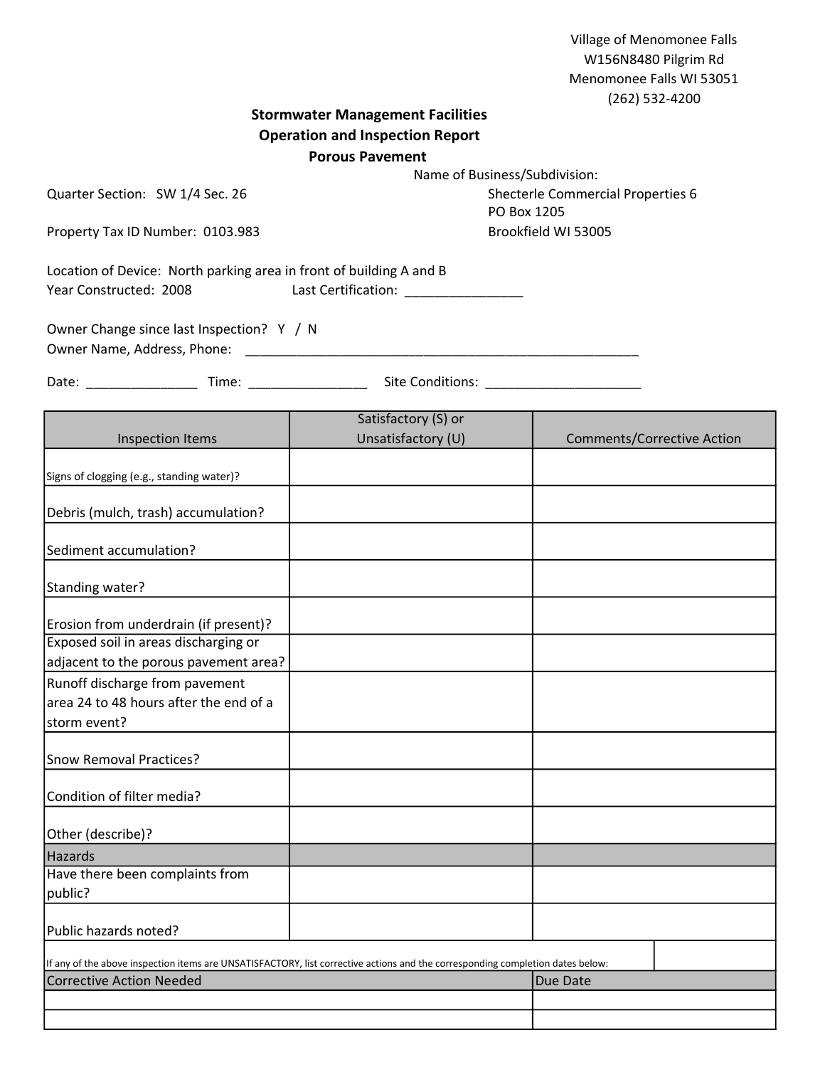Village of Menomonee Falls
W156N8480 Pilgrim Rd
Menomonee Falls WI 53051
(262) 532-4200

## Stormwater Management Facilities
## Operation and Inspection Report
## Porous Pavement

Name of Business/Subdivision:
Shecterle Commercial Properties 6
PO Box 1205
Brookfield WI 53005

Quarter Section: SW 1/4 Sec. 26

Property Tax ID Number: 0103.983

Location of Device: North parking area in front of building A and B
Year Constructed: 2008 Last Certification: ________________

Owner Change since last Inspection? Y / N
Owner Name, Address, Phone: ________________________________________________________

Date: _______________ Time: ________________ Site Conditions: _____________________

| Inspection Items | Satisfactory (S) or Unsatisfactory (U) | Comments/Corrective Action |
|---|---|---|
| Signs of clogging (e.g., standing water)? | | |
| Debris (mulch, trash) accumulation? | | |
| Sediment accumulation? | | |
| Standing water? | | |
| Erosion from underdrain (if present)? | | |
| Exposed soil in areas discharging or adjacent to the porous pavement area? | | |
| Runoff discharge from pavement area 24 to 48 hours after the end of a storm event? | | |
| Snow Removal Practices? | | |
| Condition of filter media? | | |
| Other (describe)? | | |
| Hazards | | |
| Have there been complaints from public? | | |
| Public hazards noted? | | |

If any of the above inspection items are UNSATISFACTORY, list corrective actions and the corresponding completion dates below:

| Corrective Action Needed | Due Date |
|---|---|
| | |
| | |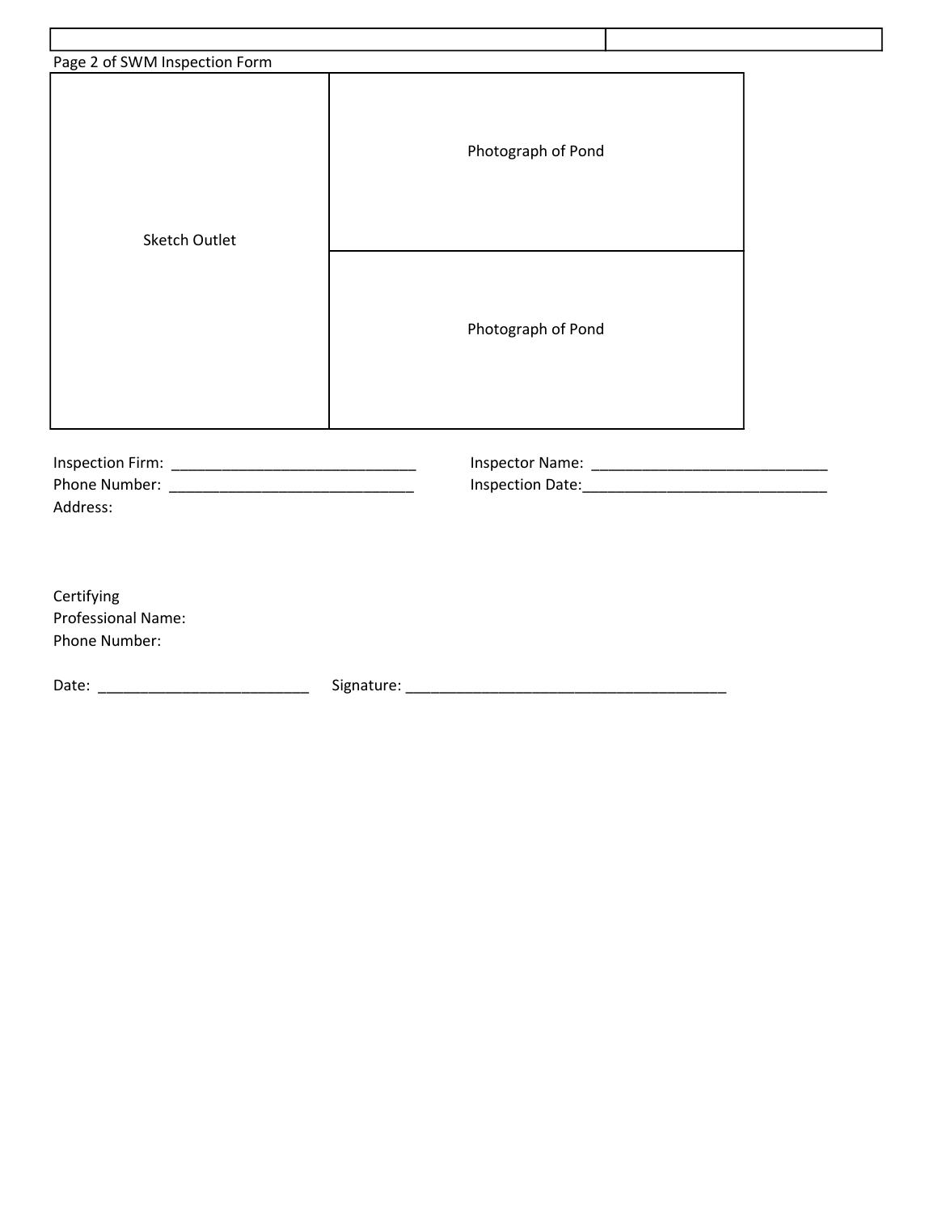| | |
|---|---|
| | |

Page 2 of SWM Inspection Form

| | |
|---|---|
| Sketch Outlet | Photograph of Pond |
| | Photograph of Pond |

Inspection Firm: ______________________________ Inspector Name: ____________________________

Phone Number: ______________________________ Inspection Date:______________________________

Address:

Certifying
Professional Name:
Phone Number:

Date: _________________________ Signature: _______________________________________